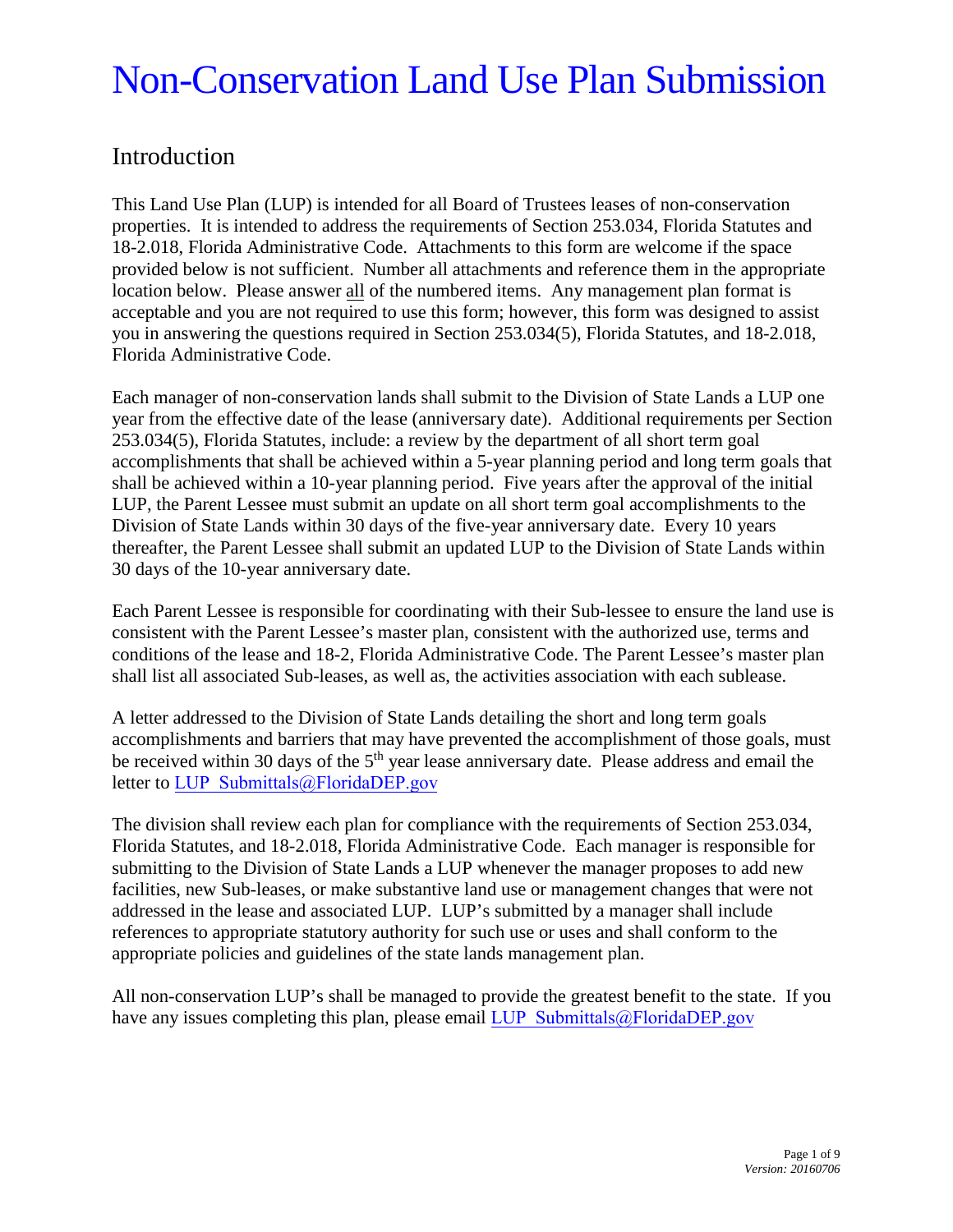# Non-Conservation Land Use Plan Submission

## Introduction

This Land Use Plan (LUP) is intended for all Board of Trustees leases of non-conservation properties. It is intended to address the requirements of Section 253.034, Florida Statutes and 18-2.018, Florida Administrative Code. Attachments to this form are welcome if the space provided below is not sufficient. Number all attachments and reference them in the appropriate location below. Please answer all of the numbered items. Any management plan format is acceptable and you are not required to use this form; however, this form was designed to assist you in answering the questions required in Section 253.034(5), Florida Statutes, and 18-2.018, Florida Administrative Code.

Each manager of non-conservation lands shall submit to the Division of State Lands a LUP one year from the effective date of the lease (anniversary date). Additional requirements per Section 253.034(5), Florida Statutes, include: a review by the department of all short term goal accomplishments that shall be achieved within a 5-year planning period and long term goals that shall be achieved within a 10-year planning period. Five years after the approval of the initial LUP, the Parent Lessee must submit an update on all short term goal accomplishments to the Division of State Lands within 30 days of the five-year anniversary date. Every 10 years thereafter, the Parent Lessee shall submit an updated LUP to the Division of State Lands within 30 days of the 10-year anniversary date.

Each Parent Lessee is responsible for coordinating with their Sub-lessee to ensure the land use is consistent with the Parent Lessee's master plan, consistent with the authorized use, terms and conditions of the lease and 18-2, Florida Administrative Code. The Parent Lessee's master plan shall list all associated Sub-leases, as well as, the activities association with each sublease.

A letter addressed to the Division of State Lands detailing the short and long term goals accomplishments and barriers that may have prevented the accomplishment of those goals, must be received within 30 days of the 5th year lease anniversary date. Please address and email the letter to LUP_Submittals@FloridaDEP.gov

The division shall review each plan for compliance with the requirements of Section 253.034, Florida Statutes, and 18-2.018, Florida Administrative Code. Each manager is responsible for submitting to the Division of State Lands a LUP whenever the manager proposes to add new facilities, new Sub-leases, or make substantive land use or management changes that were not addressed in the lease and associated LUP. LUP's submitted by a manager shall include references to appropriate statutory authority for such use or uses and shall conform to the appropriate policies and guidelines of the state lands management plan.

All non-conservation LUP's shall be managed to provide the greatest benefit to the state. If you have any issues completing this plan, please email LUP_Submittals@FloridaDEP.gov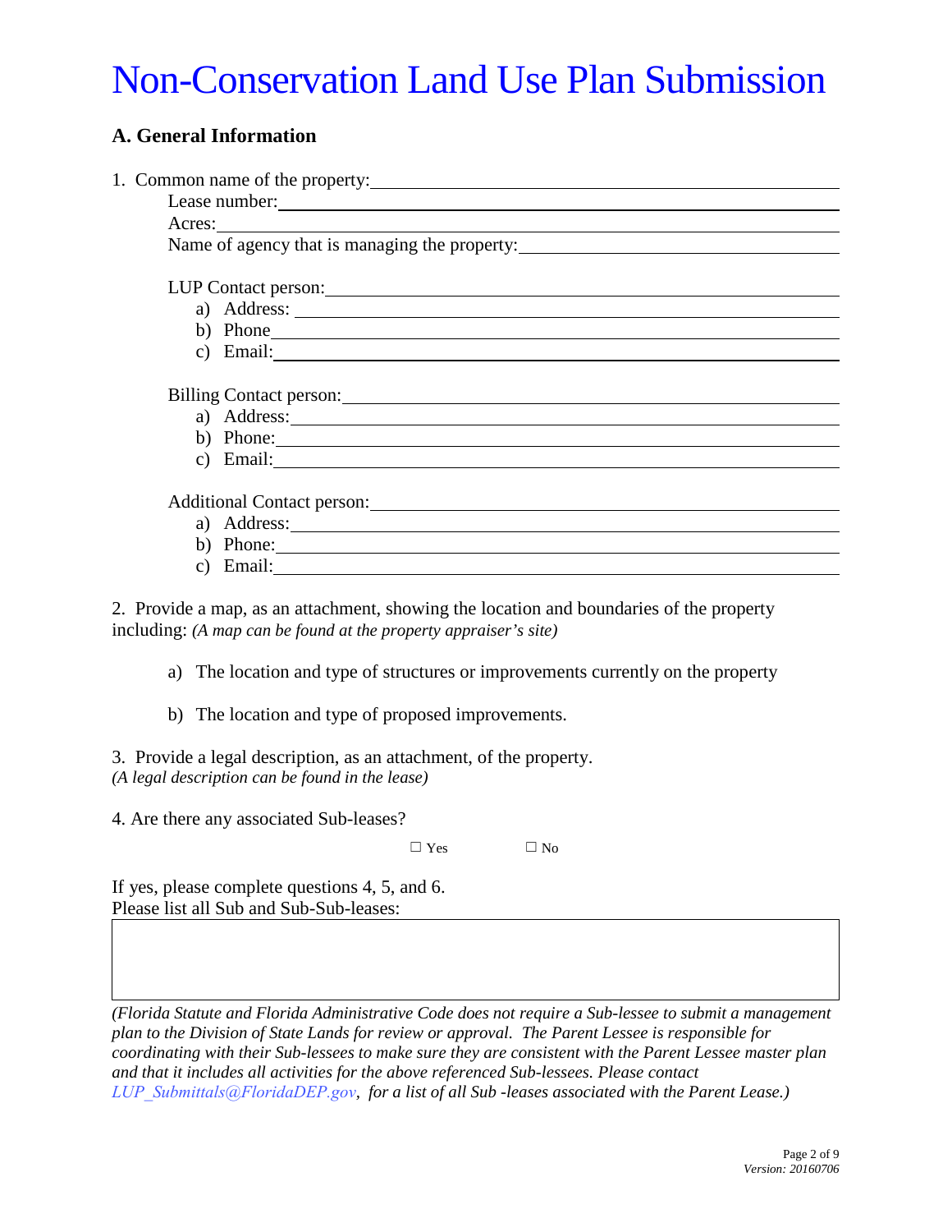# Non-Conservation Land Use Plan Submission

## A. General Information

1. Common name of the property: \_\_\_\_\_\_\_\_\_\_\_\_\_\_\_\_\_\_\_\_

   Lease number: \_\_\_\_\_\_\_\_\_\_\_\_\_\_\_\_\_\_\_\_

   Acres: \_\_\_\_\_\_\_\_\_\_\_\_\_\_\_\_\_\_\_\_

   Name of agency that is managing the property: \_\_\_\_\_\_\_\_\_\_\_\_\_\_\_\_\_\_\_\_

   LUP Contact person: \_\_\_\_\_\_\_\_\_\_\_\_\_\_\_\_\_\_\_\_

   a) Address: \_\_\_\_\_\_\_\_\_\_\_\_\_\_\_\_\_\_\_\_
   b) Phone \_\_\_\_\_\_\_\_\_\_\_\_\_\_\_\_\_\_\_\_
   c) Email: \_\_\_\_\_\_\_\_\_\_\_\_\_\_\_\_\_\_\_\_

   Billing Contact person: \_\_\_\_\_\_\_\_\_\_\_\_\_\_\_\_\_\_\_\_

   a) Address: \_\_\_\_\_\_\_\_\_\_\_\_\_\_\_\_\_\_\_\_
   b) Phone: \_\_\_\_\_\_\_\_\_\_\_\_\_\_\_\_\_\_\_\_
   c) Email: \_\_\_\_\_\_\_\_\_\_\_\_\_\_\_\_\_\_\_\_

   Additional Contact person: \_\_\_\_\_\_\_\_\_\_\_\_\_\_\_\_\_\_\_\_

   a) Address: \_\_\_\_\_\_\_\_\_\_\_\_\_\_\_\_\_\_\_\_
   b) Phone: \_\_\_\_\_\_\_\_\_\_\_\_\_\_\_\_\_\_\_\_
   c) Email: \_\_\_\_\_\_\_\_\_\_\_\_\_\_\_\_\_\_\_\_

2. Provide a map, as an attachment, showing the location and boundaries of the property including: *(A map can be found at the property appraiser's site)*

   a) The location and type of structures or improvements currently on the property

   b) The location and type of proposed improvements.

3. Provide a legal description, as an attachment, of the property.
*(A legal description can be found in the lease)*

4. Are there any associated Sub-leases?

☐ Yes ☐ No

If yes, please complete questions 4, 5, and 6.
Please list all Sub and Sub-Sub-leases:

| |
|---|
| |

*(Florida Statute and Florida Administrative Code does not require a Sub-lessee to submit a management plan to the Division of State Lands for review or approval. The Parent Lessee is responsible for coordinating with their Sub-lessees to make sure they are consistent with the Parent Lessee master plan and that it includes all activities for the above referenced Sub-lessees. Please contact LUP_Submittals@FloridaDEP.gov, for a list of all Sub -leases associated with the Parent Lease.)*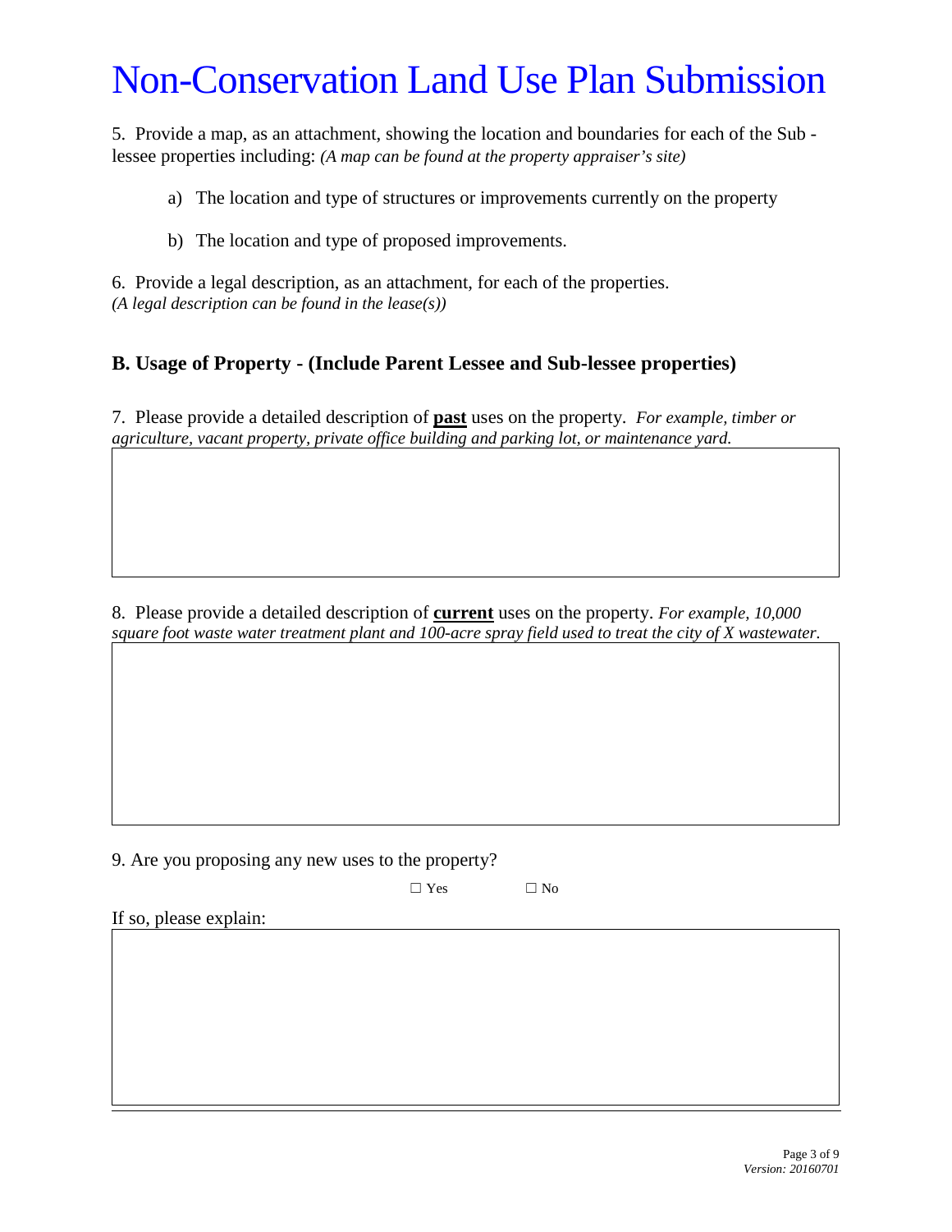# Non-Conservation Land Use Plan Submission

5. Provide a map, as an attachment, showing the location and boundaries for each of the Sub - lessee properties including: *(A map can be found at the property appraiser's site)*

   a) The location and type of structures or improvements currently on the property

   b) The location and type of proposed improvements.

6. Provide a legal description, as an attachment, for each of the properties.
*(A legal description can be found in the lease(s))*

### B. Usage of Property - (Include Parent Lessee and Sub-lessee properties)

7. Please provide a detailed description of **past** uses on the property. *For example, timber or agriculture, vacant property, private office building and parking lot, or maintenance yard.*

8. Please provide a detailed description of **current** uses on the property. *For example, 10,000 square foot waste water treatment plant and 100-acre spray field used to treat the city of X wastewater.*

9. Are you proposing any new uses to the property?

☐ Yes ☐ No

If so, please explain: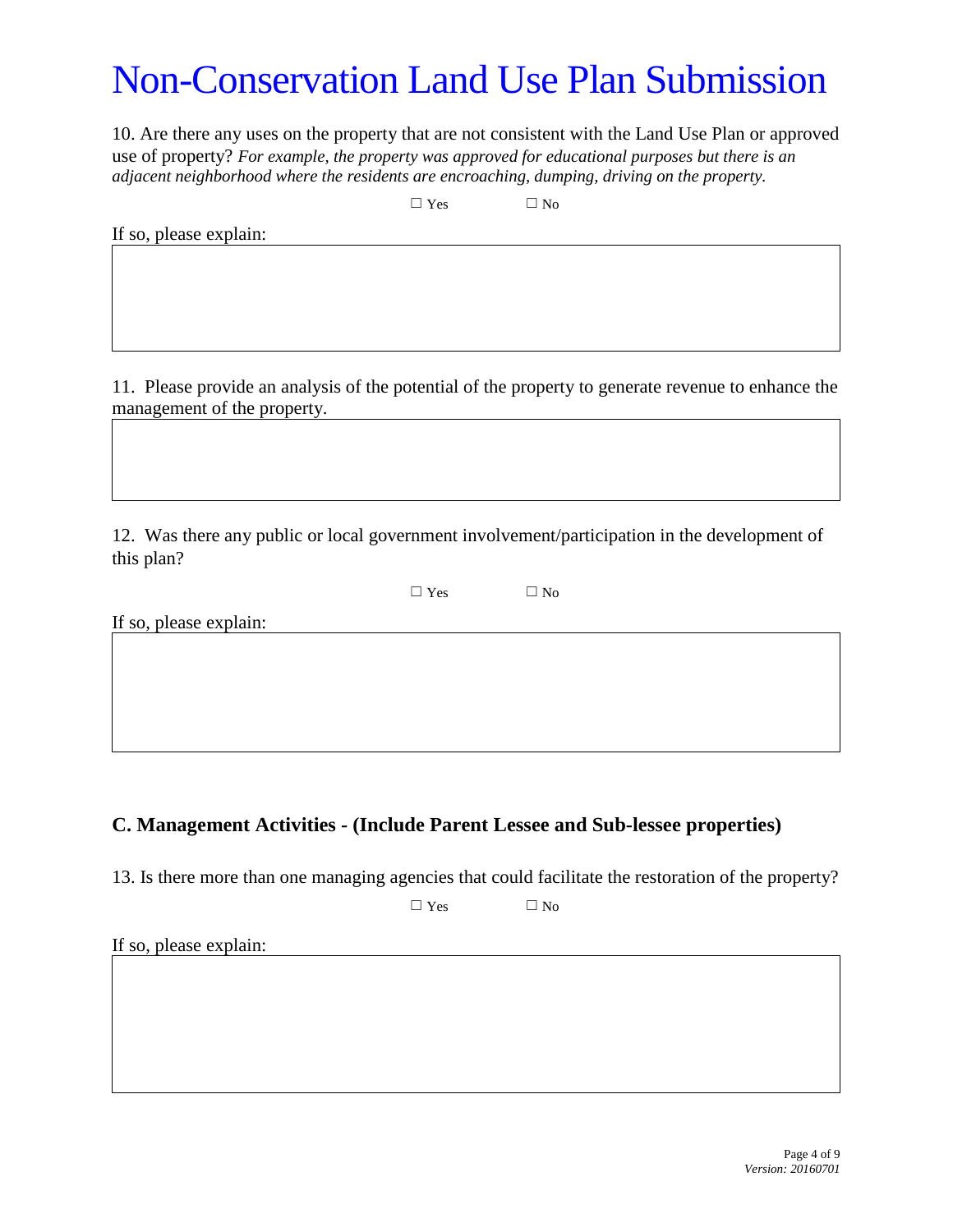# Non-Conservation Land Use Plan Submission

10. Are there any uses on the property that are not consistent with the Land Use Plan or approved use of property? *For example, the property was approved for educational purposes but there is an adjacent neighborhood where the residents are encroaching, dumping, driving on the property.*

☐ Yes ☐ No

If so, please explain:

11. Please provide an analysis of the potential of the property to generate revenue to enhance the management of the property.

12. Was there any public or local government involvement/participation in the development of this plan?

☐ Yes ☐ No

If so, please explain:

## C. Management Activities - (Include Parent Lessee and Sub-lessee properties)

13. Is there more than one managing agencies that could facilitate the restoration of the property?

☐ Yes ☐ No

If so, please explain: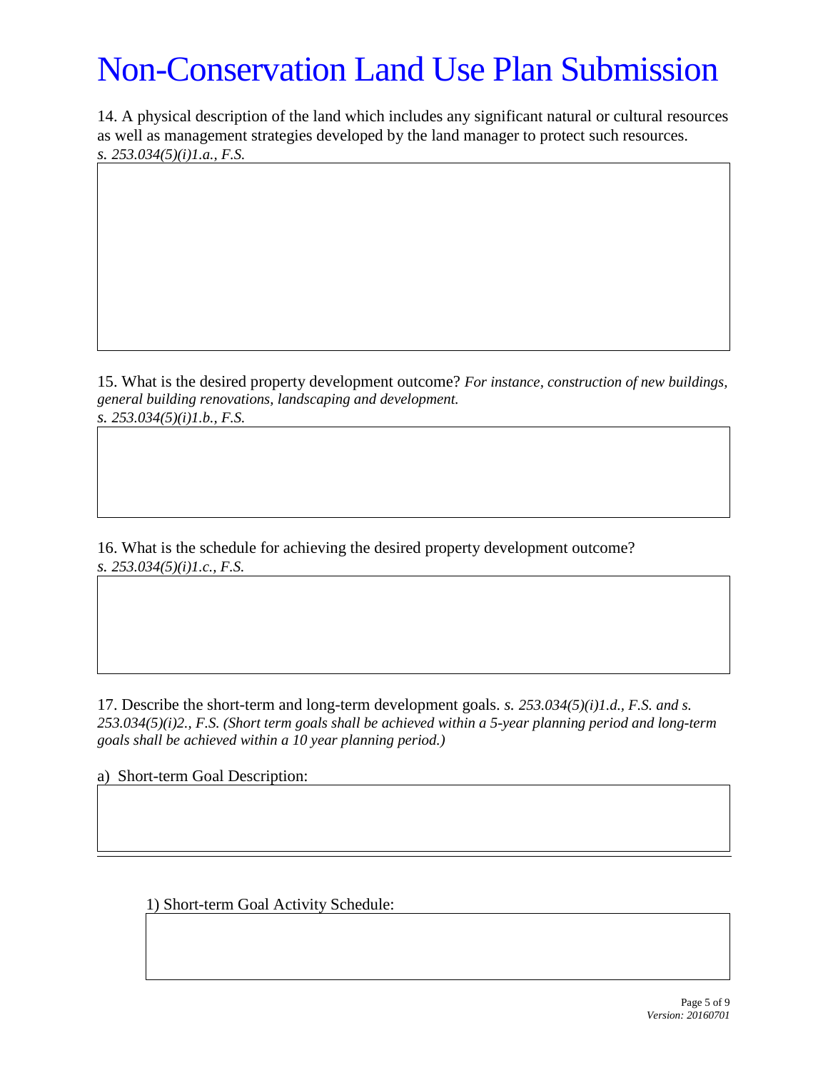# Non-Conservation Land Use Plan Submission

14. A physical description of the land which includes any significant natural or cultural resources as well as management strategies developed by the land manager to protect such resources.
*s. 253.034(5)(i)1.a., F.S.*

15. What is the desired property development outcome? *For instance, construction of new buildings, general building renovations, landscaping and development.*
*s. 253.034(5)(i)1.b., F.S.*

16. What is the schedule for achieving the desired property development outcome?
*s. 253.034(5)(i)1.c., F.S.*

17. Describe the short-term and long-term development goals. *s. 253.034(5)(i)1.d., F.S. and s. 253.034(5)(i)2., F.S. (Short term goals shall be achieved within a 5-year planning period and long-term goals shall be achieved within a 10 year planning period.)*

a) Short-term Goal Description:

1) Short-term Goal Activity Schedule: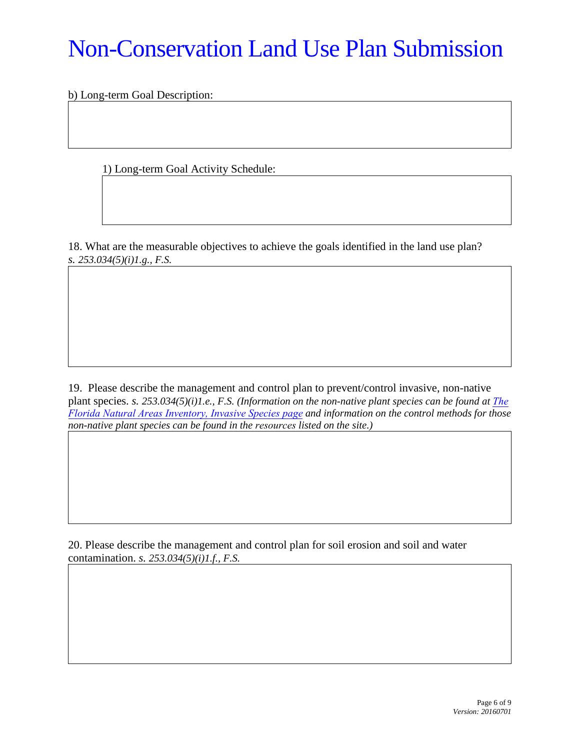# Non-Conservation Land Use Plan Submission

b) Long-term Goal Description:

1) Long-term Goal Activity Schedule:

18. What are the measurable objectives to achieve the goals identified in the land use plan? *s. 253.034(5)(i)1.g., F.S.*

19. Please describe the management and control plan to prevent/control invasive, non-native plant species. *s. 253.034(5)(i)1.e., F.S. (Information on the non-native plant species can be found at The Florida Natural Areas Inventory, Invasive Species page and information on the control methods for those non-native plant species can be found in the resources listed on the site.)*

20. Please describe the management and control plan for soil erosion and soil and water contamination. *s. 253.034(5)(i)1.f., F.S.*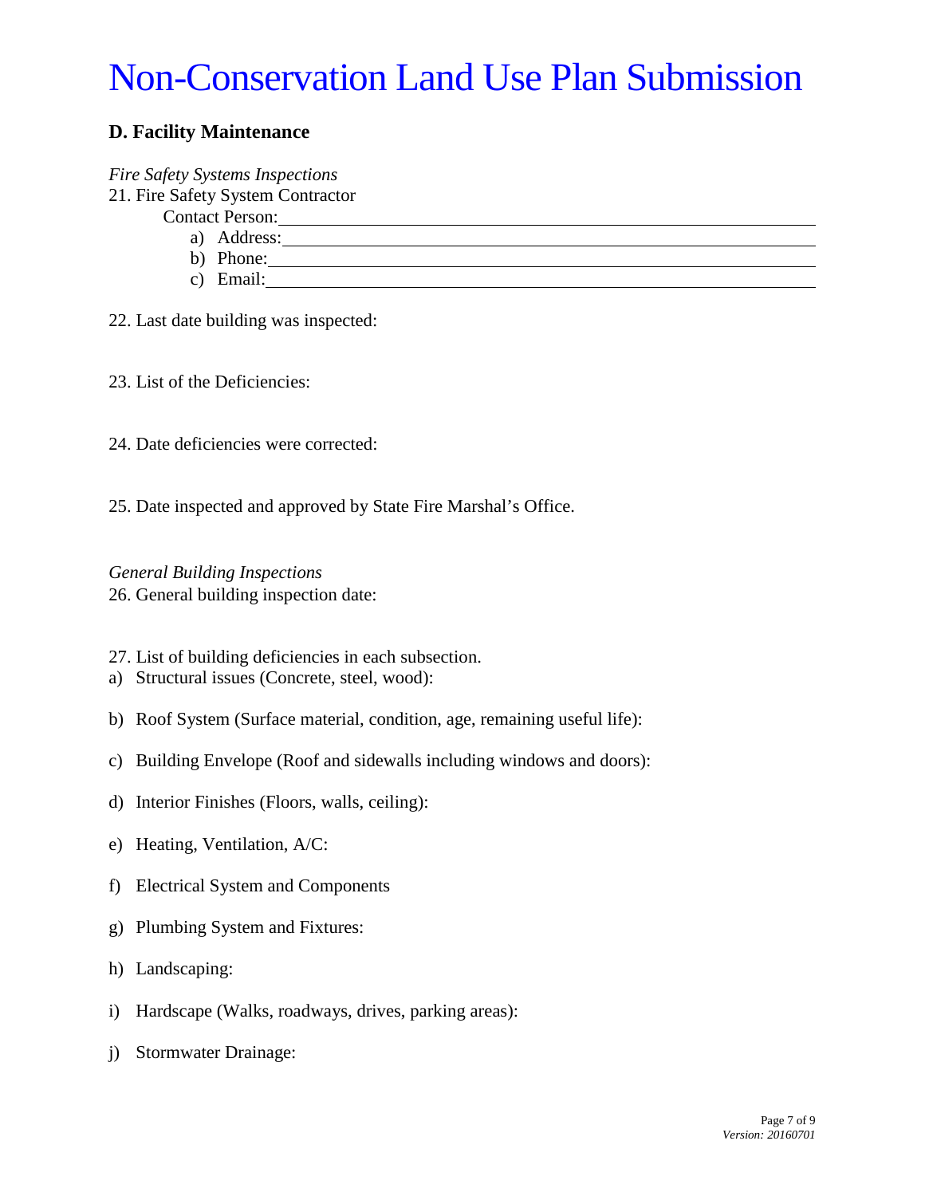# Non-Conservation Land Use Plan Submission

## D. Facility Maintenance

*Fire Safety Systems Inspections*

21. Fire Safety System Contractor

    Contact Person: \_\_\_\_\_\_\_\_\_\_\_\_\_\_\_\_\_\_\_\_\_\_\_\_\_\_\_\_\_\_\_\_

    a) Address: \_\_\_\_\_\_\_\_\_\_\_\_\_\_\_\_\_\_\_\_\_\_\_\_\_\_\_\_\_\_\_\_

    b) Phone: \_\_\_\_\_\_\_\_\_\_\_\_\_\_\_\_\_\_\_\_\_\_\_\_\_\_\_\_\_\_\_\_

    c) Email: \_\_\_\_\_\_\_\_\_\_\_\_\_\_\_\_\_\_\_\_\_\_\_\_\_\_\_\_\_\_\_\_

22. Last date building was inspected:

23. List of the Deficiencies:

24. Date deficiencies were corrected:

25. Date inspected and approved by State Fire Marshal's Office.

*General Building Inspections*

26. General building inspection date:

27. List of building deficiencies in each subsection.

a) Structural issues (Concrete, steel, wood):

b) Roof System (Surface material, condition, age, remaining useful life):

c) Building Envelope (Roof and sidewalls including windows and doors):

d) Interior Finishes (Floors, walls, ceiling):

e) Heating, Ventilation, A/C:

f) Electrical System and Components

g) Plumbing System and Fixtures:

h) Landscaping:

i) Hardscape (Walks, roadways, drives, parking areas):

j) Stormwater Drainage: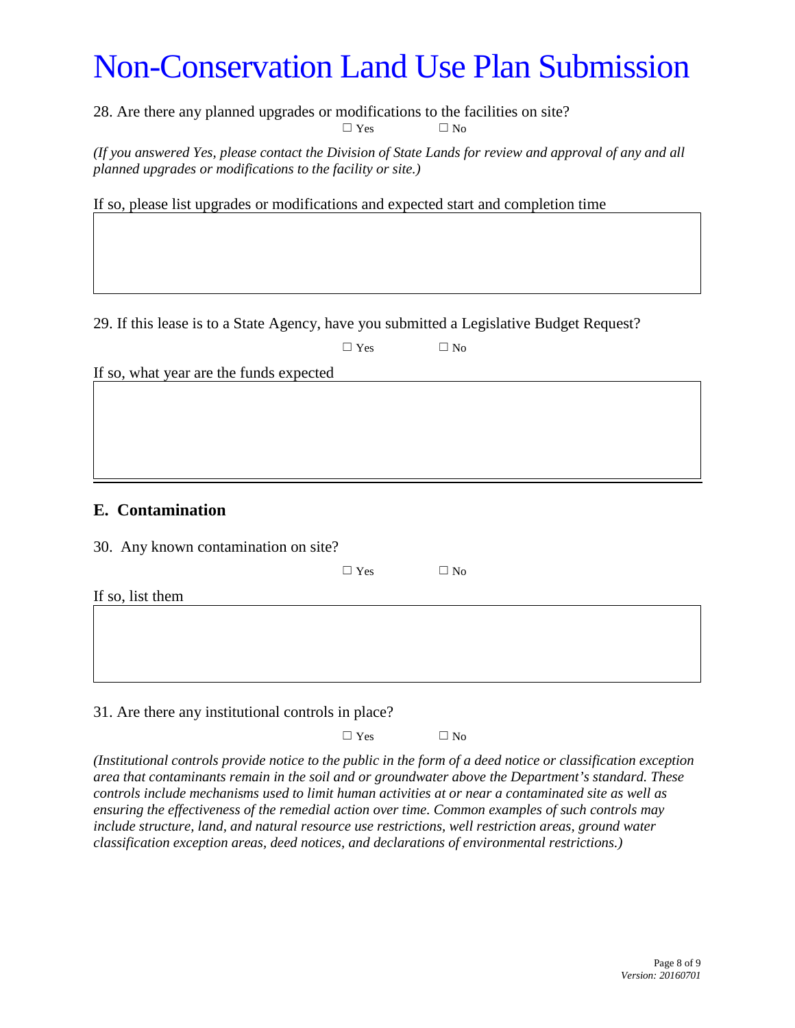# Non-Conservation Land Use Plan Submission

28. Are there any planned upgrades or modifications to the facilities on site?

☐ Yes ☐ No

*(If you answered Yes, please contact the Division of State Lands for review and approval of any and all planned upgrades or modifications to the facility or site.)*

If so, please list upgrades or modifications and expected start and completion time

29. If this lease is to a State Agency, have you submitted a Legislative Budget Request?

☐ Yes ☐ No

If so, what year are the funds expected

## E. Contamination

30. Any known contamination on site?

☐ Yes ☐ No

If so, list them

31. Are there any institutional controls in place?

☐ Yes ☐ No

*(Institutional controls provide notice to the public in the form of a deed notice or classification exception area that contaminants remain in the soil and or groundwater above the Department's standard. These controls include mechanisms used to limit human activities at or near a contaminated site as well as ensuring the effectiveness of the remedial action over time. Common examples of such controls may include structure, land, and natural resource use restrictions, well restriction areas, ground water classification exception areas, deed notices, and declarations of environmental restrictions.)*

*Version: 20160701*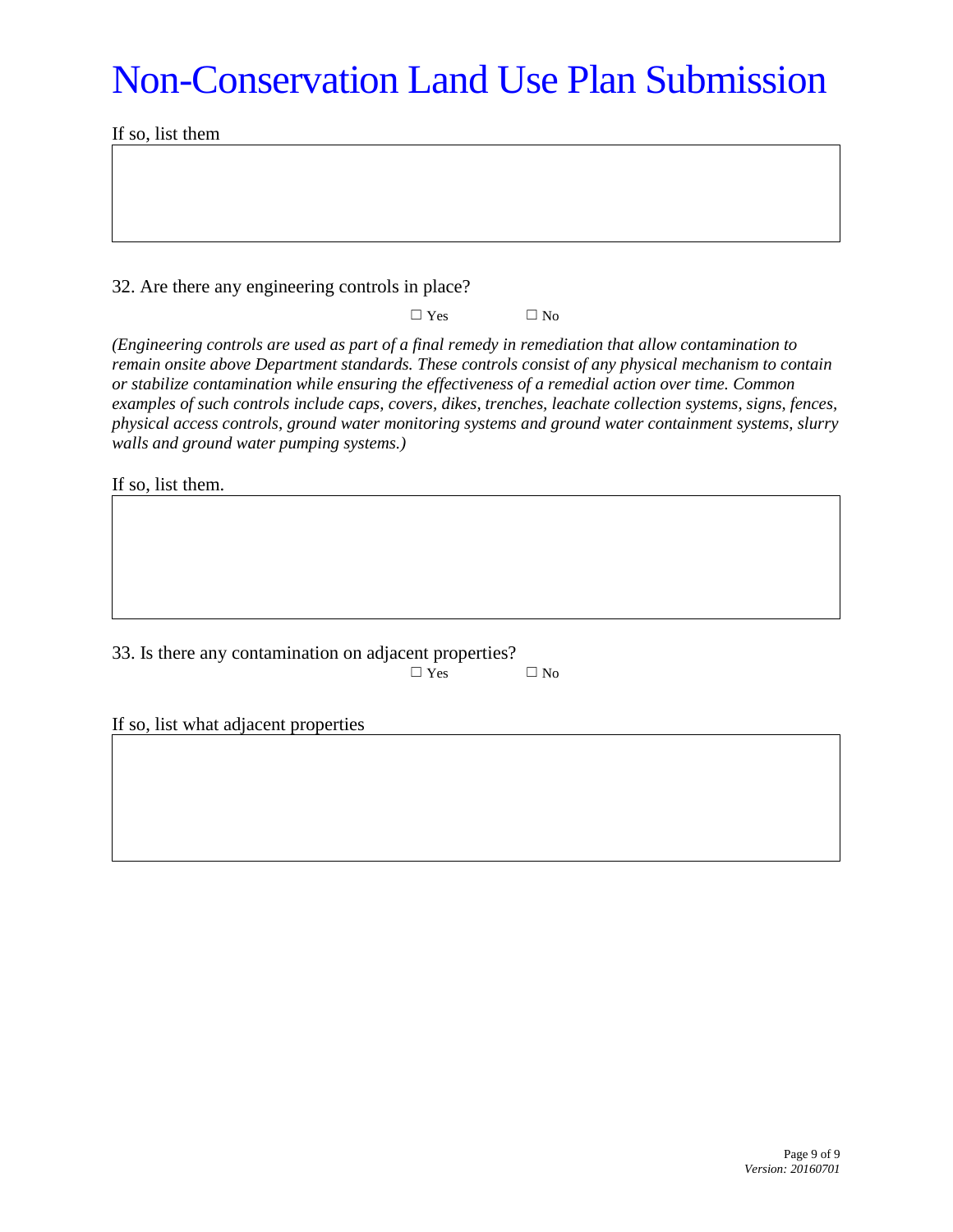# Non-Conservation Land Use Plan Submission

If so, list them

32. Are there any engineering controls in place?

☐ Yes ☐ No

*(Engineering controls are used as part of a final remedy in remediation that allow contamination to remain onsite above Department standards. These controls consist of any physical mechanism to contain or stabilize contamination while ensuring the effectiveness of a remedial action over time. Common examples of such controls include caps, covers, dikes, trenches, leachate collection systems, signs, fences, physical access controls, ground water monitoring systems and ground water containment systems, slurry walls and ground water pumping systems.)*

If so, list them.

33. Is there any contamination on adjacent properties?

☐ Yes ☐ No

If so, list what adjacent properties

*Version: 20160701*